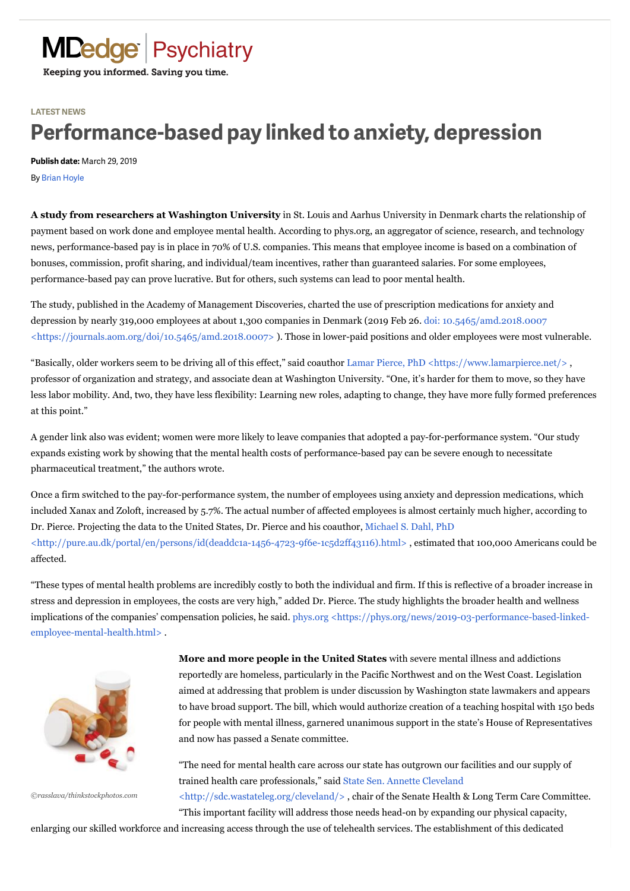MDedge Psychiatry

Keeping you informed. Saving you time.

LATEST NEWS

# Performance-based pay linked to anxiety, depression

**Publish date:** March 29, 2019

By Brian Hoyle

**A study from researchers at Washington University** in St. Louis and Aarhus University in Denmark charts the relationship of payment based on work done and employee mental health. According to phys.org, an aggregator of science, research, and technology news, performance-based pay is in place in 70% of U.S. companies. This means that employee income is based on a combination of bonuses, commission, profit sharing, and individual/team incentives, rather than guaranteed salaries. For some employees, performance-based pay can prove lucrative. But for others, such systems can lead to poor mental health.

The study, published in the Academy of Management Discoveries, charted the use of prescription medications for anxiety and depression by nearly 319,000 employees at about 1,300 companies in Denmark (2019 Feb 26. doi: 10.5465/amd.2018.0007 <https://journals.aom.org/doi/10.5465/amd.2018.0007> ). Those in lower-paid positions and older employees were most vulnerable.

"Basically, older workers seem to be driving all of this effect," said coauthor Lamar Pierce, PhD <https://www.lamarpierce.net/> , professor of organization and strategy, and associate dean at Washington University. "One, it's harder for them to move, so they have less labor mobility. And, two, they have less flexibility: Learning new roles, adapting to change, they have more fully formed preferences at this point."

A gender link also was evident; women were more likely to leave companies that adopted a pay-for-performance system. "Our study expands existing work by showing that the mental health costs of performance-based pay can be severe enough to necessitate pharmaceutical treatment," the authors wrote.

Once a firm switched to the pay-for-performance system, the number of employees using anxiety and depression medications, which included Xanax and Zoloft, increased by 5.7%. The actual number of affected employees is almost certainly much higher, according to Dr. Pierce. Projecting the data to the United States, Dr. Pierce and his coauthor, Michael S. Dahl, PhD <http://pure.au.dk/portal/en/persons/id(deaddc1a-1456-4723-9f6e-1c5d2ff43116).html> , estimated that 100,000 Americans could be affected.

"These types of mental health problems are incredibly costly to both the individual and firm. If this is reflective of a broader increase in stress and depression in employees, the costs are very high," added Dr. Pierce. The study highlights the broader health and wellness implications of the companies' compensation policies, he said. phys.org <https://phys.org/news/2019-03-performance-based-linked-employee-mental-health.html> .

©rasslava/thinkstockphotos.com

**More and more people in the United States** with severe mental illness and addictions reportedly are homeless, particularly in the Pacific Northwest and on the West Coast. Legislation aimed at addressing that problem is under discussion by Washington state lawmakers and appears to have broad support. The bill, which would authorize creation of a teaching hospital with 150 beds for people with mental illness, garnered unanimous support in the state's House of Representatives and now has passed a Senate committee.

"The need for mental health care across our state has outgrown our facilities and our supply of trained health care professionals," said State Sen. Annette Cleveland <http://sdc.wastateleg.org/cleveland/> , chair of the Senate Health & Long Term Care Committee. "This important facility will address those needs head-on by expanding our physical capacity, enlarging our skilled workforce and increasing access through the use of telehealth services. The establishment of this dedicated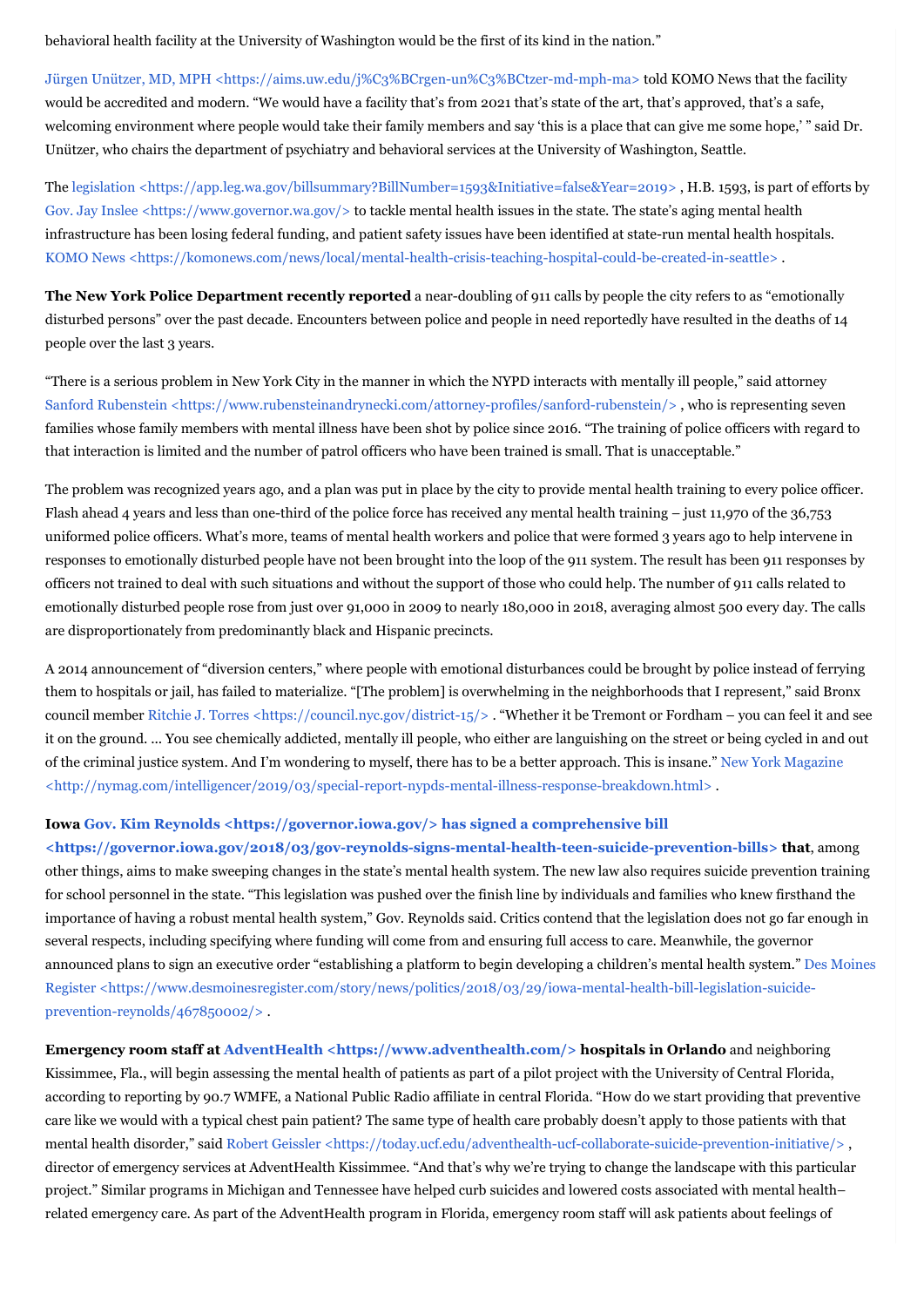behavioral health facility at the University of Washington would be the first of its kind in the nation."

Jürgen Unützer, MD, MPH <https://aims.uw.edu/j%C3%BCrgen-un%C3%BCtzer-md-mph-ma> told KOMO News that the facility would be accredited and modern. "We would have a facility that's from 2021 that's state of the art, that's approved, that's a safe, welcoming environment where people would take their family members and say 'this is a place that can give me some hope,' " said Dr. Unützer, who chairs the department of psychiatry and behavioral services at the University of Washington, Seattle.

The legislation <https://app.leg.wa.gov/billsummary?BillNumber=1593&Initiative=false&Year=2019> , H.B. 1593, is part of efforts by Gov. Jay Inslee <https://www.governor.wa.gov/> to tackle mental health issues in the state. The state's aging mental health infrastructure has been losing federal funding, and patient safety issues have been identified at state-run mental health hospitals. KOMO News <https://komonews.com/news/local/mental-health-crisis-teaching-hospital-could-be-created-in-seattle> .

**The New York Police Department recently reported** a near-doubling of 911 calls by people the city refers to as "emotionally disturbed persons" over the past decade. Encounters between police and people in need reportedly have resulted in the deaths of 14 people over the last 3 years.

"There is a serious problem in New York City in the manner in which the NYPD interacts with mentally ill people," said attorney Sanford Rubenstein <https://www.rubensteinandrynecki.com/attorney-profiles/sanford-rubenstein/> , who is representing seven families whose family members with mental illness have been shot by police since 2016. "The training of police officers with regard to that interaction is limited and the number of patrol officers who have been trained is small. That is unacceptable."

The problem was recognized years ago, and a plan was put in place by the city to provide mental health training to every police officer. Flash ahead 4 years and less than one-third of the police force has received any mental health training – just 11,970 of the 36,753 uniformed police officers. What's more, teams of mental health workers and police that were formed 3 years ago to help intervene in responses to emotionally disturbed people have not been brought into the loop of the 911 system. The result has been 911 responses by officers not trained to deal with such situations and without the support of those who could help. The number of 911 calls related to emotionally disturbed people rose from just over 91,000 in 2009 to nearly 180,000 in 2018, averaging almost 500 every day. The calls are disproportionately from predominantly black and Hispanic precincts.

A 2014 announcement of "diversion centers," where people with emotional disturbances could be brought by police instead of ferrying them to hospitals or jail, has failed to materialize. "[The problem] is overwhelming in the neighborhoods that I represent," said Bronx council member Ritchie J. Torres <https://council.nyc.gov/district-15/> . "Whether it be Tremont or Fordham – you can feel it and see it on the ground. ... You see chemically addicted, mentally ill people, who either are languishing on the street or being cycled in and out of the criminal justice system. And I'm wondering to myself, there has to be a better approach. This is insane." New York Magazine <http://nymag.com/intelligencer/2019/03/special-report-nypds-mental-illness-response-breakdown.html> .

**Iowa Gov. Kim Reynolds <https://governor.iowa.gov/> has signed a comprehensive bill <https://governor.iowa.gov/2018/03/gov-reynolds-signs-mental-health-teen-suicide-prevention-bills> that**, among other things, aims to make sweeping changes in the state's mental health system. The new law also requires suicide prevention training for school personnel in the state. "This legislation was pushed over the finish line by individuals and families who knew firsthand the importance of having a robust mental health system," Gov. Reynolds said. Critics contend that the legislation does not go far enough in several respects, including specifying where funding will come from and ensuring full access to care. Meanwhile, the governor announced plans to sign an executive order "establishing a platform to begin developing a children's mental health system." Des Moines Register <https://www.desmoinesregister.com/story/news/politics/2018/03/29/iowa-mental-health-bill-legislation-suicide-prevention-reynolds/467850002/> .

**Emergency room staff at AdventHealth <https://www.adventhealth.com/> hospitals in Orlando** and neighboring Kissimmee, Fla., will begin assessing the mental health of patients as part of a pilot project with the University of Central Florida, according to reporting by 90.7 WMFE, a National Public Radio affiliate in central Florida. "How do we start providing that preventive care like we would with a typical chest pain patient? The same type of health care probably doesn't apply to those patients with that mental health disorder," said Robert Geissler <https://today.ucf.edu/adventhealth-ucf-collaborate-suicide-prevention-initiative/> , director of emergency services at AdventHealth Kissimmee. "And that's why we're trying to change the landscape with this particular project." Similar programs in Michigan and Tennessee have helped curb suicides and lowered costs associated with mental health–related emergency care. As part of the AdventHealth program in Florida, emergency room staff will ask patients about feelings of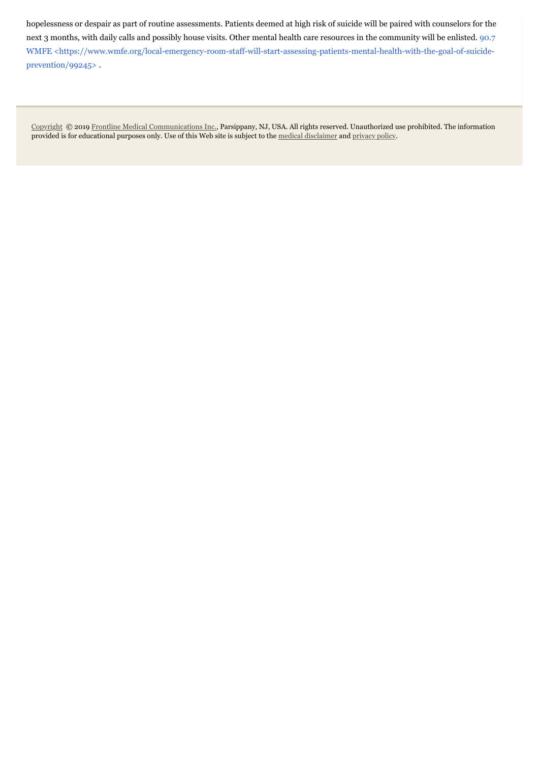hopelessness or despair as part of routine assessments. Patients deemed at high risk of suicide will be paired with counselors for the next 3 months, with daily calls and possibly house visits. Other mental health care resources in the community will be enlisted. 90.7 WMFE <https://www.wmfe.org/local-emergency-room-staff-will-start-assessing-patients-mental-health-with-the-goal-of-suicide-prevention/99245> .

Copyright © 2019 Frontline Medical Communications Inc., Parsippany, NJ, USA. All rights reserved. Unauthorized use prohibited. The information provided is for educational purposes only. Use of this Web site is subject to the medical disclaimer and privacy policy.